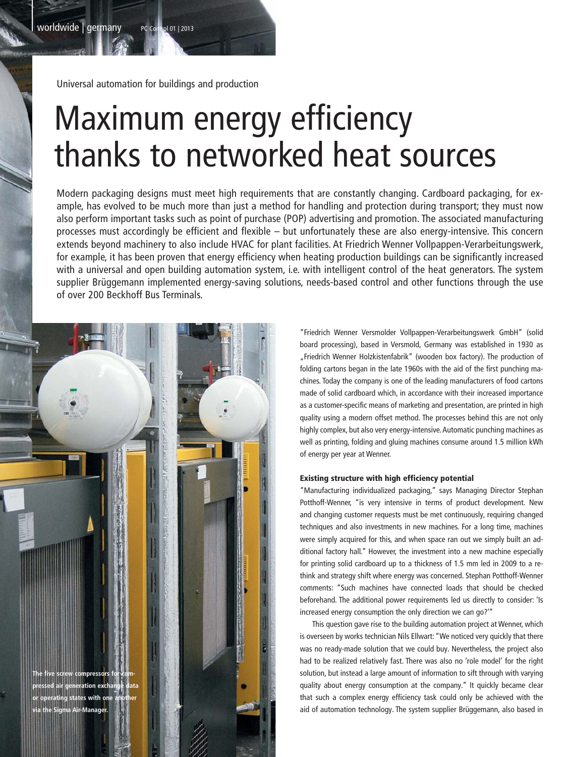Universal automation for buildings and production

# Maximum energy efficiency thanks to networked heat sources

Modern packaging designs must meet high requirements that are constantly changing. Cardboard packaging, for example, has evolved to be much more than just a method for handling and protection during transport; they must now also perform important tasks such as point of purchase (POP) advertising and promotion. The associated manufacturing processes must accordingly be efficient and flexible – but unfortunately these are also energy-intensive. This concern extends beyond machinery to also include HVAC for plant facilities. At Friedrich Wenner Vollpappen-Verarbeitungswerk, for example, it has been proven that energy efficiency when heating production buildings can be significantly increased with a universal and open building automation system, i.e. with intelligent control of the heat generators. The system supplier Brüggemann implemented energy-saving solutions, needs-based control and other functions through the use of over 200 Beckhoff Bus Terminals.

The five screw compressors for compressed air generation exchange data or operating states with one another via the Sigma Air-Manager.

"Friedrich Wenner Versmolder Vollpappen-Verarbeitungswerk GmbH" (solid board processing), based in Versmold, Germany was established in 1930 as „Friedrich Wenner Holzkistenfabrik" (wooden box factory). The production of folding cartons began in the late 1960s with the aid of the first punching machines. Today the company is one of the leading manufacturers of food cartons made of solid cardboard which, in accordance with their increased importance as a customer-specific means of marketing and presentation, are printed in high quality using a modern offset method. The processes behind this are not only highly complex, but also very energy-intensive. Automatic punching machines as well as printing, folding and gluing machines consume around 1.5 million kWh of energy per year at Wenner.

### Existing structure with high efficiency potential

"Manufacturing individualized packaging," says Managing Director Stephan Potthoff-Wenner, "is very intensive in terms of product development. New and changing customer requests must be met continuously, requiring changed techniques and also investments in new machines. For a long time, machines were simply acquired for this, and when space ran out we simply built an additional factory hall." However, the investment into a new machine especially for printing solid cardboard up to a thickness of 1.5 mm led in 2009 to a rethink and strategy shift where energy was concerned. Stephan Potthoff-Wenner comments: "Such machines have connected loads that should be checked beforehand. The additional power requirements led us directly to consider: 'Is increased energy consumption the only direction we can go?'"

This question gave rise to the building automation project at Wenner, which is overseen by works technician Nils Ellwart: "We noticed very quickly that there was no ready-made solution that we could buy. Nevertheless, the project also had to be realized relatively fast. There was also no 'role model' for the right solution, but instead a large amount of information to sift through with varying quality about energy consumption at the company." It quickly became clear that such a complex energy efficiency task could only be achieved with the aid of automation technology. The system supplier Brüggemann, also based in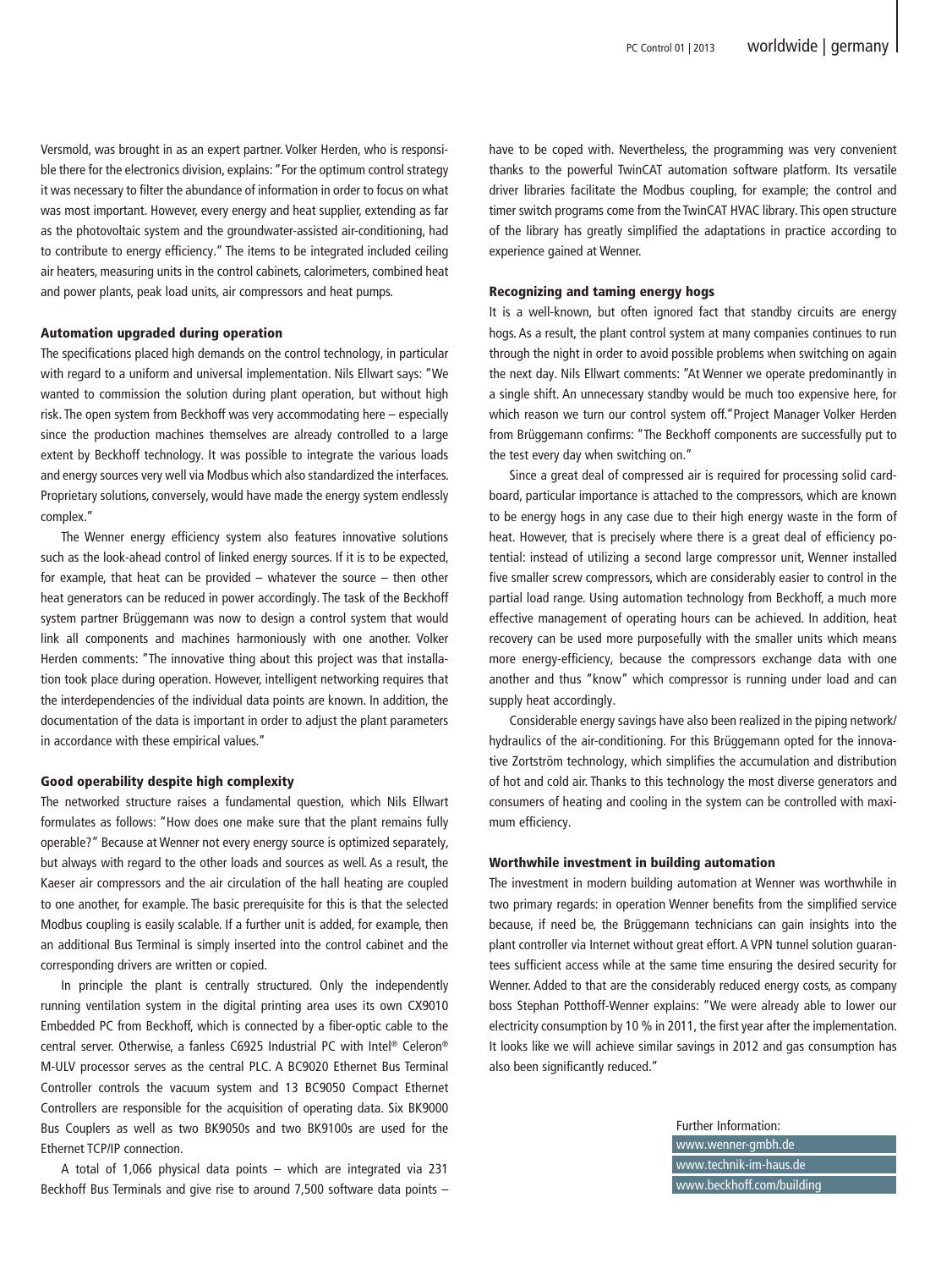Versmold, was brought in as an expert partner. Volker Herden, who is responsible there for the electronics division, explains: "For the optimum control strategy it was necessary to filter the abundance of information in order to focus on what was most important. However, every energy and heat supplier, extending as far as the photovoltaic system and the groundwater-assisted air-conditioning, had to contribute to energy efficiency." The items to be integrated included ceiling air heaters, measuring units in the control cabinets, calorimeters, combined heat and power plants, peak load units, air compressors and heat pumps.

### Automation upgraded during operation

The specifications placed high demands on the control technology, in particular with regard to a uniform and universal implementation. Nils Ellwart says: "We wanted to commission the solution during plant operation, but without high risk. The open system from Beckhoff was very accommodating here – especially since the production machines themselves are already controlled to a large extent by Beckhoff technology. It was possible to integrate the various loads and energy sources very well via Modbus which also standardized the interfaces. Proprietary solutions, conversely, would have made the energy system endlessly complex."

The Wenner energy efficiency system also features innovative solutions such as the look-ahead control of linked energy sources. If it is to be expected, for example, that heat can be provided – whatever the source – then other heat generators can be reduced in power accordingly. The task of the Beckhoff system partner Brüggemann was now to design a control system that would link all components and machines harmoniously with one another. Volker Herden comments: "The innovative thing about this project was that installation took place during operation. However, intelligent networking requires that the interdependencies of the individual data points are known. In addition, the documentation of the data is important in order to adjust the plant parameters in accordance with these empirical values."

### Good operability despite high complexity

The networked structure raises a fundamental question, which Nils Ellwart formulates as follows: "How does one make sure that the plant remains fully operable?" Because at Wenner not every energy source is optimized separately, but always with regard to the other loads and sources as well. As a result, the Kaeser air compressors and the air circulation of the hall heating are coupled to one another, for example. The basic prerequisite for this is that the selected Modbus coupling is easily scalable. If a further unit is added, for example, then an additional Bus Terminal is simply inserted into the control cabinet and the corresponding drivers are written or copied.

In principle the plant is centrally structured. Only the independently running ventilation system in the digital printing area uses its own CX9010 Embedded PC from Beckhoff, which is connected by a fiber-optic cable to the central server. Otherwise, a fanless C6925 Industrial PC with Intel® Celeron® M-ULV processor serves as the central PLC. A BC9020 Ethernet Bus Terminal Controller controls the vacuum system and 13 BC9050 Compact Ethernet Controllers are responsible for the acquisition of operating data. Six BK9000 Bus Couplers as well as two BK9050s and two BK9100s are used for the Ethernet TCP/IP connection.

A total of 1,066 physical data points – which are integrated via 231 Beckhoff Bus Terminals and give rise to around 7,500 software data points – have to be coped with. Nevertheless, the programming was very convenient thanks to the powerful TwinCAT automation software platform. Its versatile driver libraries facilitate the Modbus coupling, for example; the control and timer switch programs come from the TwinCAT HVAC library. This open structure of the library has greatly simplified the adaptations in practice according to experience gained at Wenner.

### Recognizing and taming energy hogs

It is a well-known, but often ignored fact that standby circuits are energy hogs. As a result, the plant control system at many companies continues to run through the night in order to avoid possible problems when switching on again the next day. Nils Ellwart comments: "At Wenner we operate predominantly in a single shift. An unnecessary standby would be much too expensive here, for which reason we turn our control system off." Project Manager Volker Herden from Brüggemann confirms: "The Beckhoff components are successfully put to the test every day when switching on."

Since a great deal of compressed air is required for processing solid cardboard, particular importance is attached to the compressors, which are known to be energy hogs in any case due to their high energy waste in the form of heat. However, that is precisely where there is a great deal of efficiency potential: instead of utilizing a second large compressor unit, Wenner installed five smaller screw compressors, which are considerably easier to control in the partial load range. Using automation technology from Beckhoff, a much more effective management of operating hours can be achieved. In addition, heat recovery can be used more purposefully with the smaller units which means more energy-efficiency, because the compressors exchange data with one another and thus "know" which compressor is running under load and can supply heat accordingly.

Considerable energy savings have also been realized in the piping network/ hydraulics of the air-conditioning. For this Brüggemann opted for the innovative Zortström technology, which simplifies the accumulation and distribution of hot and cold air. Thanks to this technology the most diverse generators and consumers of heating and cooling in the system can be controlled with maximum efficiency.

### Worthwhile investment in building automation

The investment in modern building automation at Wenner was worthwhile in two primary regards: in operation Wenner benefits from the simplified service because, if need be, the Brüggemann technicians can gain insights into the plant controller via Internet without great effort. A VPN tunnel solution guarantees sufficient access while at the same time ensuring the desired security for Wenner. Added to that are the considerably reduced energy costs, as company boss Stephan Potthoff-Wenner explains: "We were already able to lower our electricity consumption by 10 % in 2011, the first year after the implementation. It looks like we will achieve similar savings in 2012 and gas consumption has also been significantly reduced."

Further Information:
www.wenner-gmbh.de
www.technik-im-haus.de
www.beckhoff.com/building